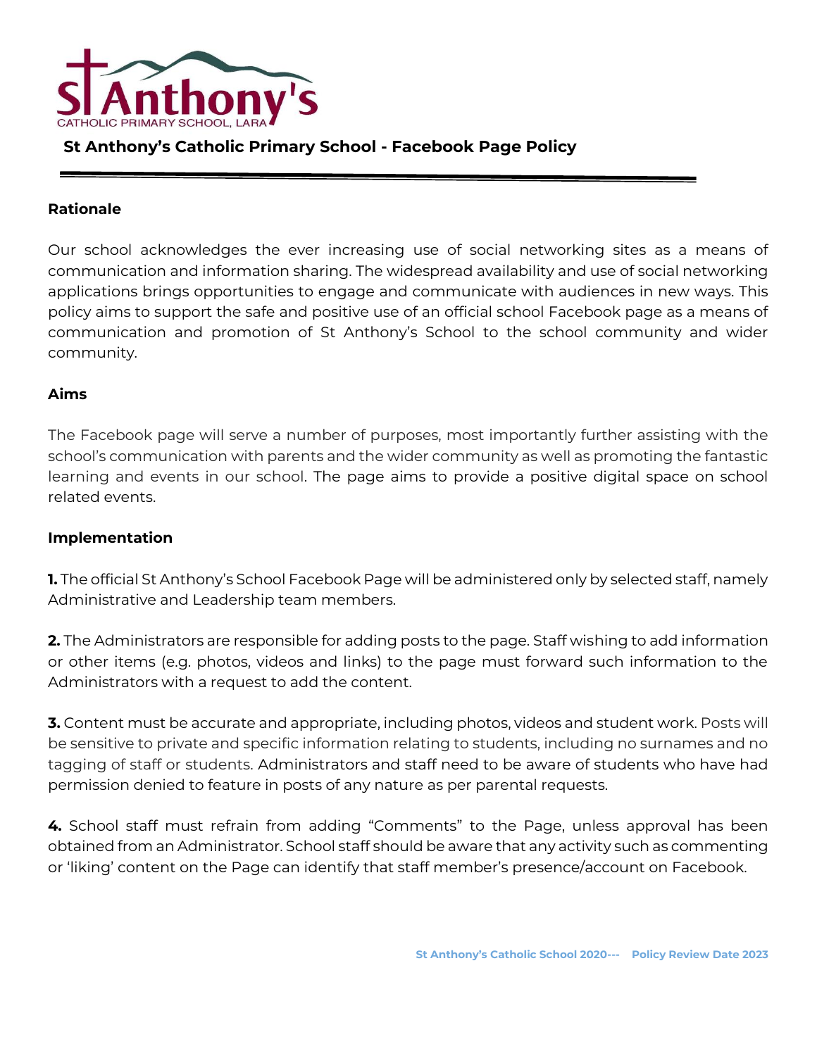St Anthony's
CATHOLIC PRIMARY SCHOOL, LARA

# St Anthony's Catholic Primary School - Facebook Page Policy

## Rationale

Our school acknowledges the ever increasing use of social networking sites as a means of communication and information sharing. The widespread availability and use of social networking applications brings opportunities to engage and communicate with audiences in new ways. This policy aims to support the safe and positive use of an official school Facebook page as a means of communication and promotion of St Anthony's School to the school community and wider community.

## Aims

The Facebook page will serve a number of purposes, most importantly further assisting with the school's communication with parents and the wider community as well as promoting the fantastic learning and events in our school. The page aims to provide a positive digital space on school related events.

## Implementation

**1.** The official St Anthony's School Facebook Page will be administered only by selected staff, namely Administrative and Leadership team members.

**2.** The Administrators are responsible for adding posts to the page. Staff wishing to add information or other items (e.g. photos, videos and links) to the page must forward such information to the Administrators with a request to add the content.

**3.** Content must be accurate and appropriate, including photos, videos and student work. Posts will be sensitive to private and specific information relating to students, including no surnames and no tagging of staff or students. Administrators and staff need to be aware of students who have had permission denied to feature in posts of any nature as per parental requests.

**4.** School staff must refrain from adding "Comments" to the Page, unless approval has been obtained from an Administrator. School staff should be aware that any activity such as commenting or 'liking' content on the Page can identify that staff member's presence/account on Facebook.

St Anthony's Catholic School 2020--- Policy Review Date 2023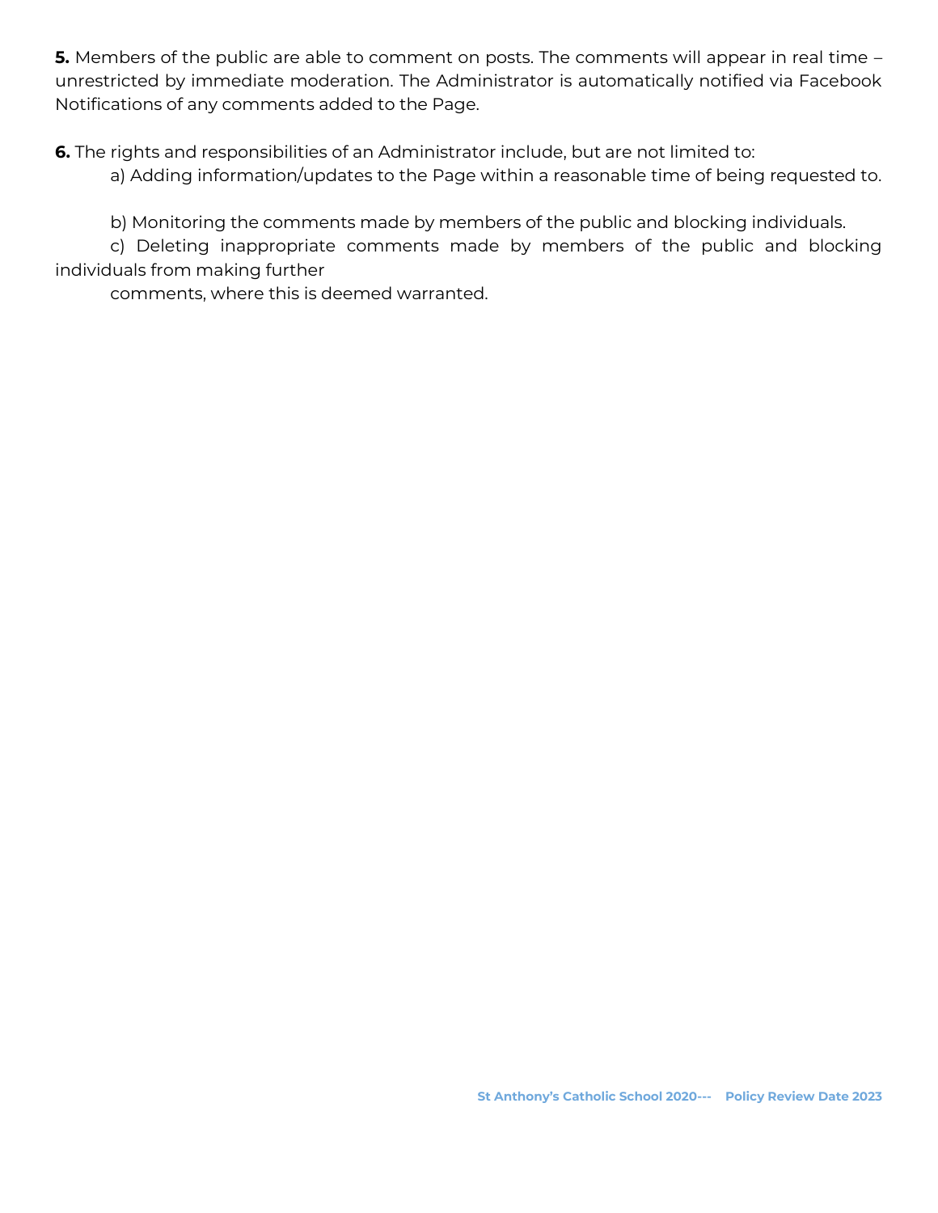**5.** Members of the public are able to comment on posts. The comments will appear in real time – unrestricted by immediate moderation. The Administrator is automatically notified via Facebook Notifications of any comments added to the Page.

**6.** The rights and responsibilities of an Administrator include, but are not limited to:

a) Adding information/updates to the Page within a reasonable time of being requested to.

b) Monitoring the comments made by members of the public and blocking individuals.

c) Deleting inappropriate comments made by members of the public and blocking individuals from making further comments, where this is deemed warranted.